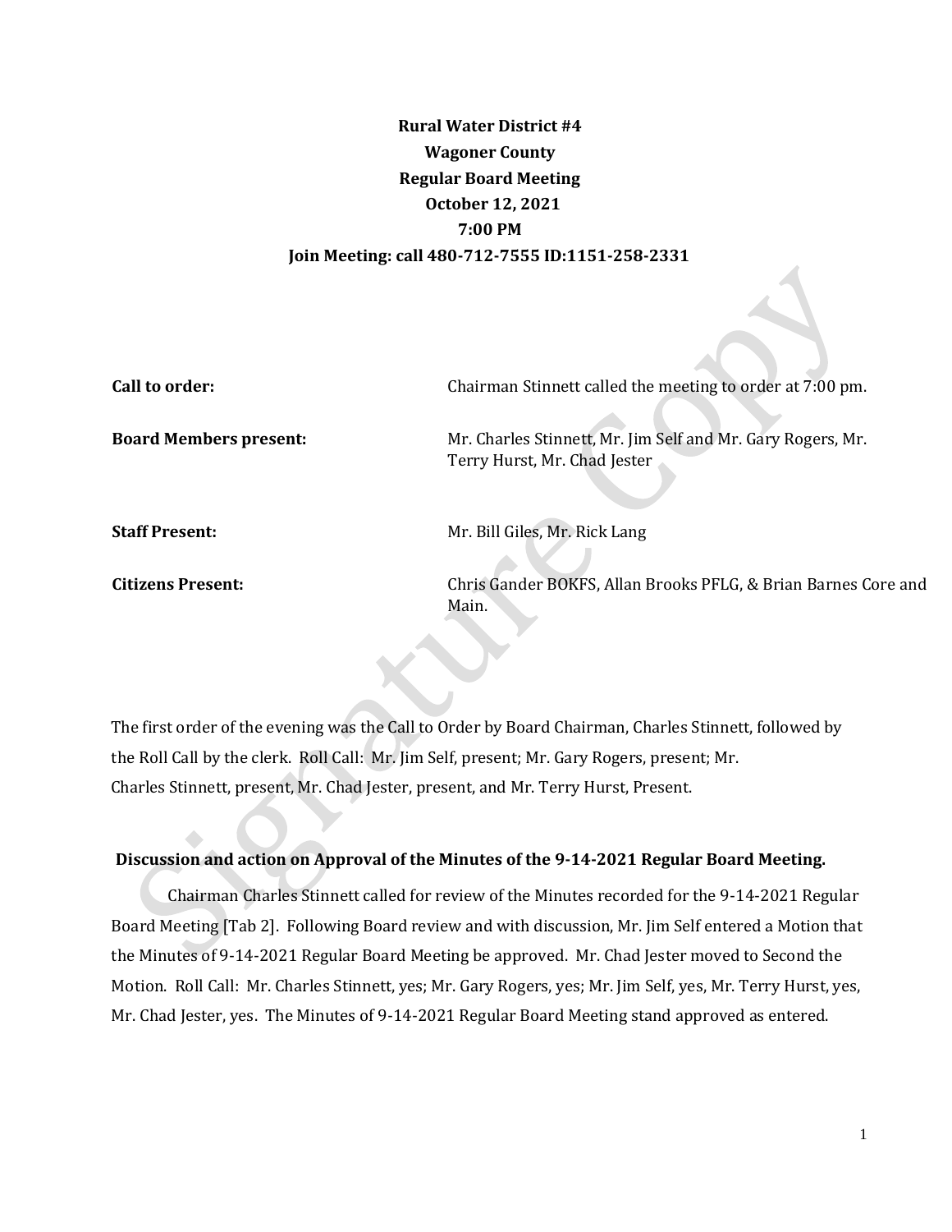**Rural Water District #4**
**Wagoner County**
**Regular Board Meeting**
**October 12, 2021**
**7:00 PM**
**Join Meeting: call 480-712-7555 ID:1151-258-2331**

**Call to order:** Chairman Stinnett called the meeting to order at 7:00 pm.

**Board Members present:** Mr. Charles Stinnett, Mr. Jim Self and Mr. Gary Rogers, Mr. Terry Hurst, Mr. Chad Jester

**Staff Present:** Mr. Bill Giles, Mr. Rick Lang

**Citizens Present:** Chris Gander BOKFS, Allan Brooks PFLG, & Brian Barnes Core and Main.

The first order of the evening was the Call to Order by Board Chairman, Charles Stinnett, followed by the Roll Call by the clerk. Roll Call: Mr. Jim Self, present; Mr. Gary Rogers, present; Mr. Charles Stinnett, present, Mr. Chad Jester, present, and Mr. Terry Hurst, Present.

**Discussion and action on Approval of the Minutes of the 9-14-2021 Regular Board Meeting.**

Chairman Charles Stinnett called for review of the Minutes recorded for the 9-14-2021 Regular Board Meeting [Tab 2]. Following Board review and with discussion, Mr. Jim Self entered a Motion that the Minutes of 9-14-2021 Regular Board Meeting be approved. Mr. Chad Jester moved to Second the Motion. Roll Call: Mr. Charles Stinnett, yes; Mr. Gary Rogers, yes; Mr. Jim Self, yes, Mr. Terry Hurst, yes, Mr. Chad Jester, yes. The Minutes of 9-14-2021 Regular Board Meeting stand approved as entered.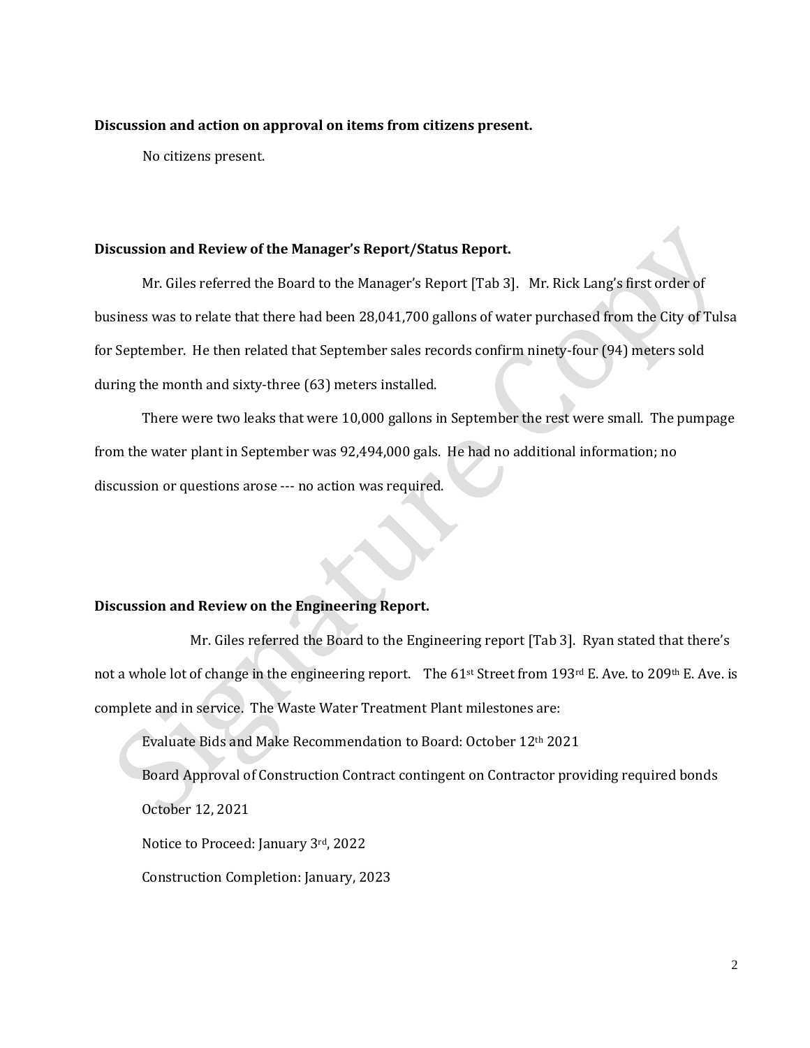**Discussion and action on approval on items from citizens present.**

No citizens present.

**Discussion and Review of the Manager's Report/Status Report.**

Mr. Giles referred the Board to the Manager's Report [Tab 3]. Mr. Rick Lang's first order of business was to relate that there had been 28,041,700 gallons of water purchased from the City of Tulsa for September. He then related that September sales records confirm ninety-four (94) meters sold during the month and sixty-three (63) meters installed.

There were two leaks that were 10,000 gallons in September the rest were small. The pumpage from the water plant in September was 92,494,000 gals. He had no additional information; no discussion or questions arose --- no action was required.

**Discussion and Review on the Engineering Report.**

Mr. Giles referred the Board to the Engineering report [Tab 3]. Ryan stated that there's not a whole lot of change in the engineering report. The 61st Street from 193rd E. Ave. to 209th E. Ave. is complete and in service. The Waste Water Treatment Plant milestones are:

Evaluate Bids and Make Recommendation to Board: October 12th 2021

Board Approval of Construction Contract contingent on Contractor providing required bonds October 12, 2021

Notice to Proceed: January 3rd, 2022

Construction Completion: January, 2023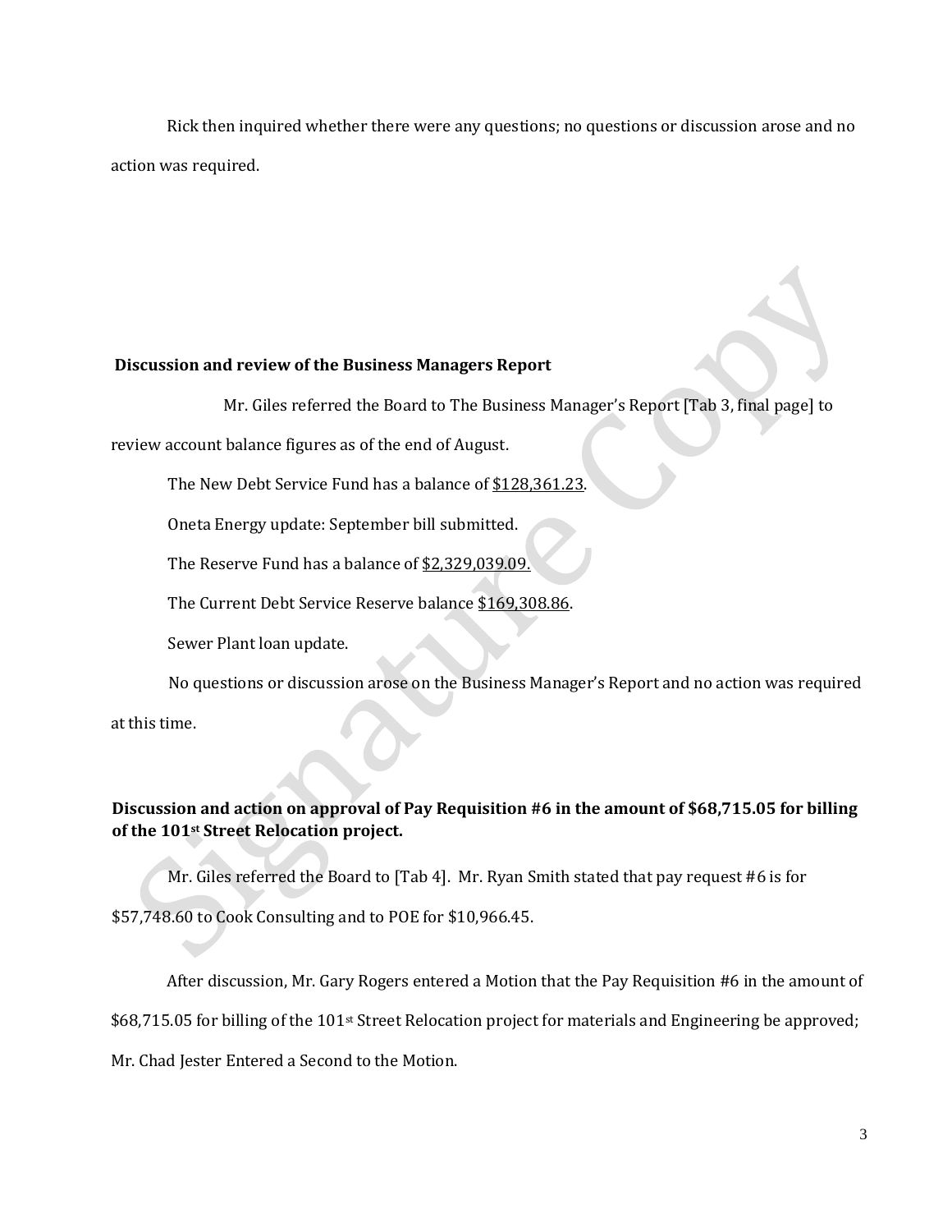Rick then inquired whether there were any questions; no questions or discussion arose and no action was required.

**Discussion and review of the Business Managers Report**

Mr. Giles referred the Board to The Business Manager's Report [Tab 3, final page] to review account balance figures as of the end of August.

The New Debt Service Fund has a balance of $128,361.23.

Oneta Energy update: September bill submitted.

The Reserve Fund has a balance of $2,329,039.09.

The Current Debt Service Reserve balance $169,308.86.

Sewer Plant loan update.

No questions or discussion arose on the Business Manager's Report and no action was required at this time.

**Discussion and action on approval of Pay Requisition #6 in the amount of $68,715.05 for billing of the 101st Street Relocation project.**

Mr. Giles referred the Board to [Tab 4]. Mr. Ryan Smith stated that pay request #6 is for $57,748.60 to Cook Consulting and to POE for $10,966.45.

After discussion, Mr. Gary Rogers entered a Motion that the Pay Requisition #6 in the amount of $68,715.05 for billing of the 101st Street Relocation project for materials and Engineering be approved; Mr. Chad Jester Entered a Second to the Motion.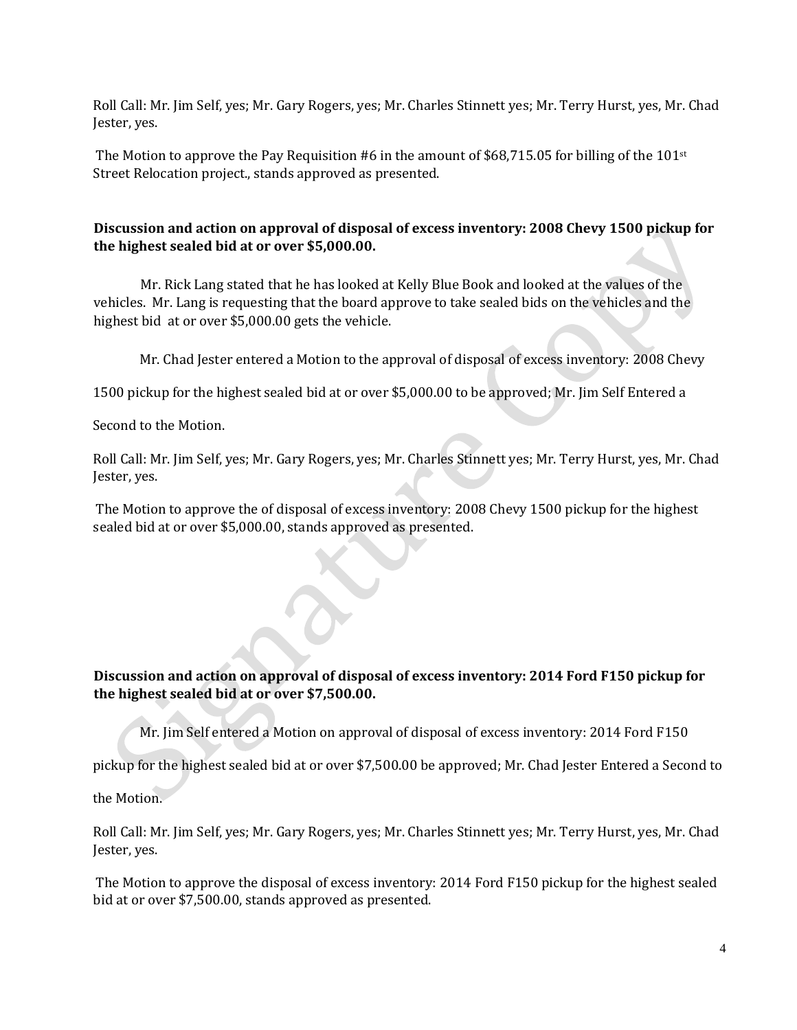Roll Call: Mr. Jim Self, yes; Mr. Gary Rogers, yes; Mr. Charles Stinnett yes; Mr. Terry Hurst, yes, Mr. Chad Jester, yes.

The Motion to approve the Pay Requisition #6 in the amount of $68,715.05 for billing of the 101st Street Relocation project., stands approved as presented.

**Discussion and action on approval of disposal of excess inventory: 2008 Chevy 1500 pickup for the highest sealed bid at or over $5,000.00.**

Mr. Rick Lang stated that he has looked at Kelly Blue Book and looked at the values of the vehicles. Mr. Lang is requesting that the board approve to take sealed bids on the vehicles and the highest bid at or over $5,000.00 gets the vehicle.

Mr. Chad Jester entered a Motion to the approval of disposal of excess inventory: 2008 Chevy 1500 pickup for the highest sealed bid at or over $5,000.00 to be approved; Mr. Jim Self Entered a Second to the Motion.

Roll Call: Mr. Jim Self, yes; Mr. Gary Rogers, yes; Mr. Charles Stinnett yes; Mr. Terry Hurst, yes, Mr. Chad Jester, yes.

The Motion to approve the of disposal of excess inventory: 2008 Chevy 1500 pickup for the highest sealed bid at or over $5,000.00, stands approved as presented.

**Discussion and action on approval of disposal of excess inventory: 2014 Ford F150 pickup for the highest sealed bid at or over $7,500.00.**

Mr. Jim Self entered a Motion on approval of disposal of excess inventory: 2014 Ford F150 pickup for the highest sealed bid at or over $7,500.00 be approved; Mr. Chad Jester Entered a Second to the Motion.

Roll Call: Mr. Jim Self, yes; Mr. Gary Rogers, yes; Mr. Charles Stinnett yes; Mr. Terry Hurst, yes, Mr. Chad Jester, yes.

The Motion to approve the disposal of excess inventory: 2014 Ford F150 pickup for the highest sealed bid at or over $7,500.00, stands approved as presented.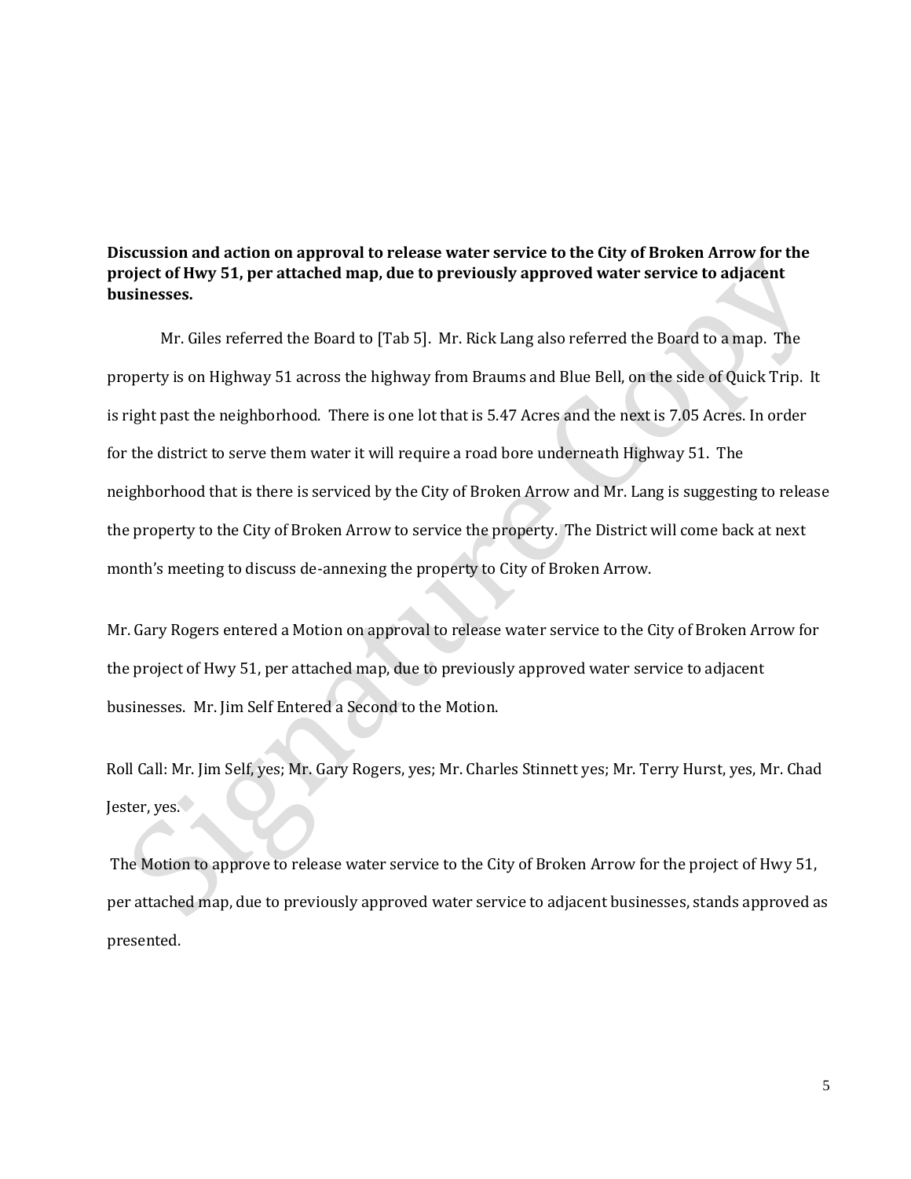**Discussion and action on approval to release water service to the City of Broken Arrow for the project of Hwy 51, per attached map, due to previously approved water service to adjacent businesses.**

Mr. Giles referred the Board to [Tab 5]. Mr. Rick Lang also referred the Board to a map. The property is on Highway 51 across the highway from Braums and Blue Bell, on the side of Quick Trip. It is right past the neighborhood. There is one lot that is 5.47 Acres and the next is 7.05 Acres. In order for the district to serve them water it will require a road bore underneath Highway 51. The neighborhood that is there is serviced by the City of Broken Arrow and Mr. Lang is suggesting to release the property to the City of Broken Arrow to service the property. The District will come back at next month's meeting to discuss de-annexing the property to City of Broken Arrow.

Mr. Gary Rogers entered a Motion on approval to release water service to the City of Broken Arrow for the project of Hwy 51, per attached map, due to previously approved water service to adjacent businesses. Mr. Jim Self Entered a Second to the Motion.

Roll Call: Mr. Jim Self, yes; Mr. Gary Rogers, yes; Mr. Charles Stinnett yes; Mr. Terry Hurst, yes, Mr. Chad Jester, yes.

The Motion to approve to release water service to the City of Broken Arrow for the project of Hwy 51, per attached map, due to previously approved water service to adjacent businesses, stands approved as presented.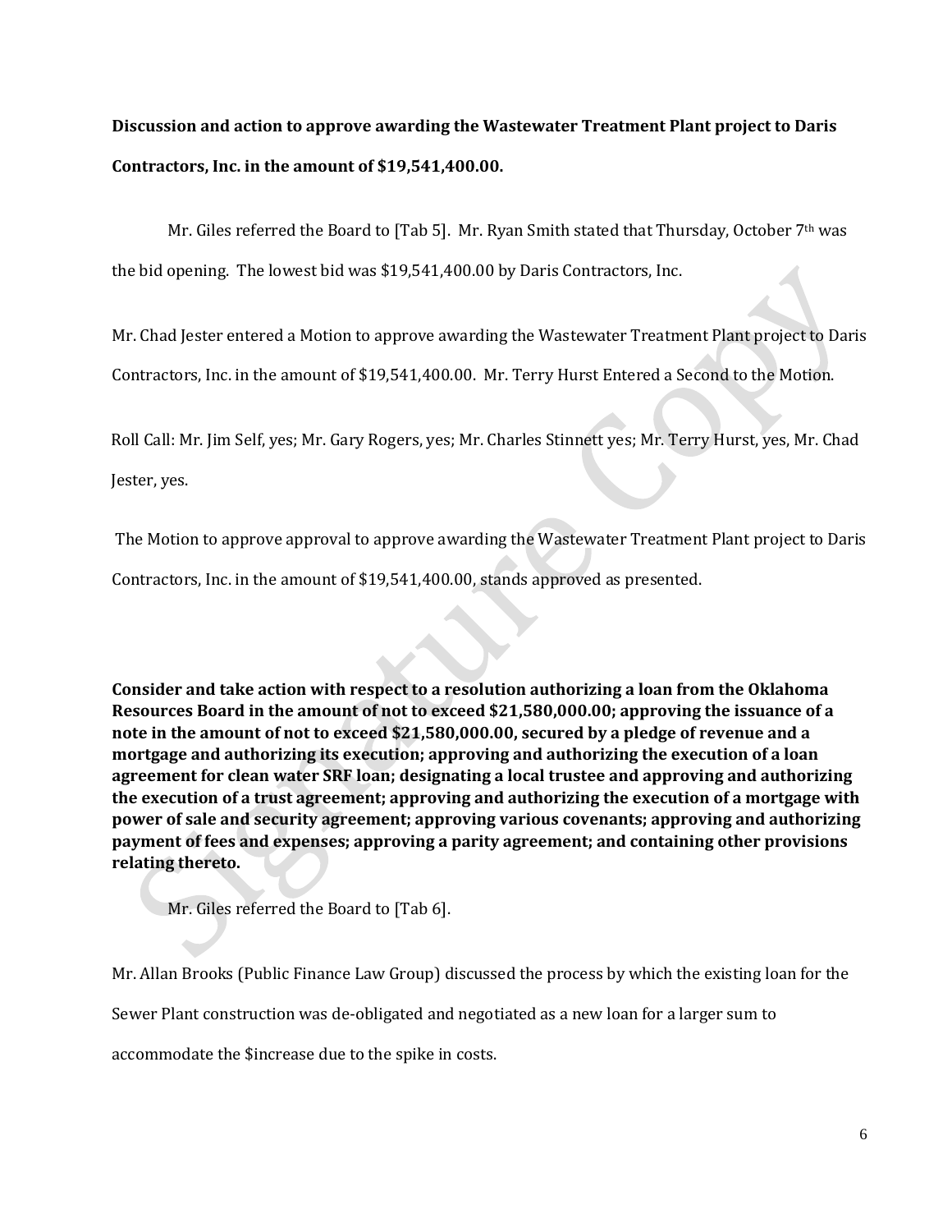**Discussion and action to approve awarding the Wastewater Treatment Plant project to Daris Contractors, Inc. in the amount of $19,541,400.00.**

Mr. Giles referred the Board to [Tab 5]. Mr. Ryan Smith stated that Thursday, October 7th was the bid opening. The lowest bid was $19,541,400.00 by Daris Contractors, Inc.

Mr. Chad Jester entered a Motion to approve awarding the Wastewater Treatment Plant project to Daris Contractors, Inc. in the amount of $19,541,400.00. Mr. Terry Hurst Entered a Second to the Motion.

Roll Call: Mr. Jim Self, yes; Mr. Gary Rogers, yes; Mr. Charles Stinnett yes; Mr. Terry Hurst, yes, Mr. Chad Jester, yes.

The Motion to approve approval to approve awarding the Wastewater Treatment Plant project to Daris Contractors, Inc. in the amount of $19,541,400.00, stands approved as presented.

**Consider and take action with respect to a resolution authorizing a loan from the Oklahoma Resources Board in the amount of not to exceed $21,580,000.00; approving the issuance of a note in the amount of not to exceed $21,580,000.00, secured by a pledge of revenue and a mortgage and authorizing its execution; approving and authorizing the execution of a loan agreement for clean water SRF loan; designating a local trustee and approving and authorizing the execution of a trust agreement; approving and authorizing the execution of a mortgage with power of sale and security agreement; approving various covenants; approving and authorizing payment of fees and expenses; approving a parity agreement; and containing other provisions relating thereto.**

Mr. Giles referred the Board to [Tab 6].

Mr. Allan Brooks (Public Finance Law Group) discussed the process by which the existing loan for the Sewer Plant construction was de-obligated and negotiated as a new loan for a larger sum to accommodate the $increase due to the spike in costs.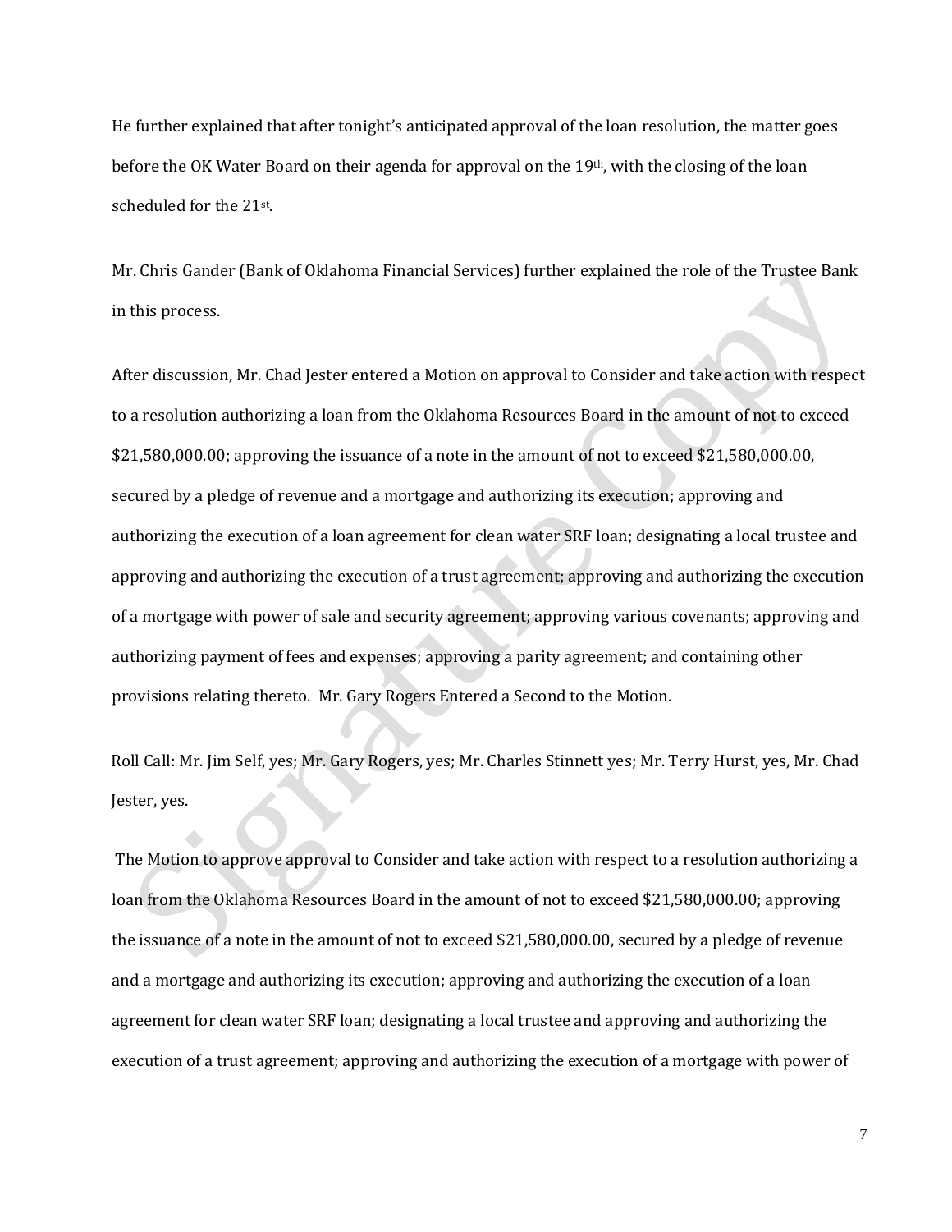He further explained that after tonight's anticipated approval of the loan resolution, the matter goes before the OK Water Board on their agenda for approval on the 19th, with the closing of the loan scheduled for the 21st.

Mr. Chris Gander (Bank of Oklahoma Financial Services) further explained the role of the Trustee Bank in this process.

After discussion, Mr. Chad Jester entered a Motion on approval to Consider and take action with respect to a resolution authorizing a loan from the Oklahoma Resources Board in the amount of not to exceed $21,580,000.00; approving the issuance of a note in the amount of not to exceed $21,580,000.00, secured by a pledge of revenue and a mortgage and authorizing its execution; approving and authorizing the execution of a loan agreement for clean water SRF loan; designating a local trustee and approving and authorizing the execution of a trust agreement; approving and authorizing the execution of a mortgage with power of sale and security agreement; approving various covenants; approving and authorizing payment of fees and expenses; approving a parity agreement; and containing other provisions relating thereto. Mr. Gary Rogers Entered a Second to the Motion.

Roll Call: Mr. Jim Self, yes; Mr. Gary Rogers, yes; Mr. Charles Stinnett yes; Mr. Terry Hurst, yes, Mr. Chad Jester, yes.

The Motion to approve approval to Consider and take action with respect to a resolution authorizing a loan from the Oklahoma Resources Board in the amount of not to exceed $21,580,000.00; approving the issuance of a note in the amount of not to exceed $21,580,000.00, secured by a pledge of revenue and a mortgage and authorizing its execution; approving and authorizing the execution of a loan agreement for clean water SRF loan; designating a local trustee and approving and authorizing the execution of a trust agreement; approving and authorizing the execution of a mortgage with power of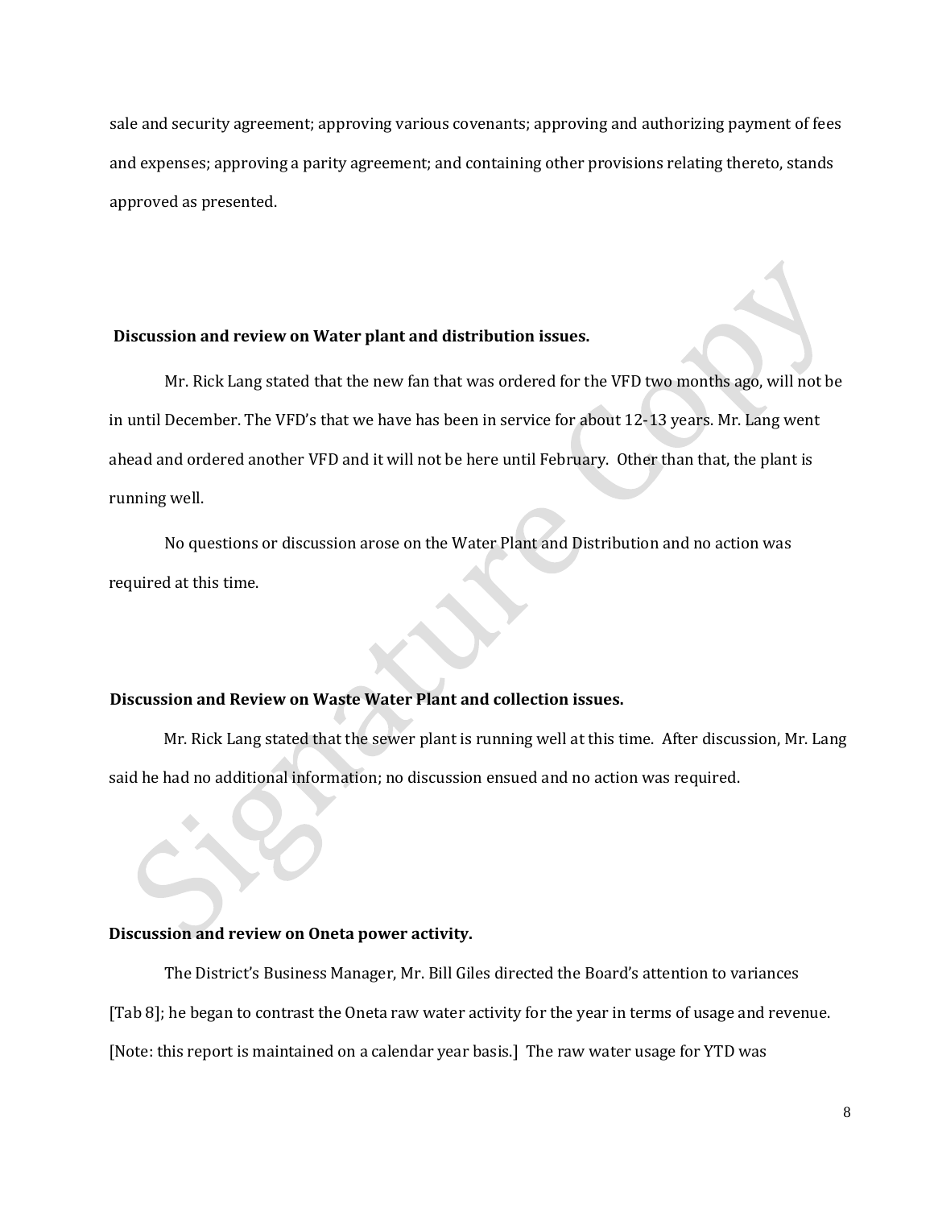sale and security agreement; approving various covenants; approving and authorizing payment of fees and expenses; approving a parity agreement; and containing other provisions relating thereto, stands approved as presented.

**Discussion and review on Water plant and distribution issues.**

Mr. Rick Lang stated that the new fan that was ordered for the VFD two months ago, will not be in until December. The VFD's that we have has been in service for about 12-13 years. Mr. Lang went ahead and ordered another VFD and it will not be here until February. Other than that, the plant is running well.

No questions or discussion arose on the Water Plant and Distribution and no action was required at this time.

**Discussion and Review on Waste Water Plant and collection issues.**

Mr. Rick Lang stated that the sewer plant is running well at this time. After discussion, Mr. Lang said he had no additional information; no discussion ensued and no action was required.

**Discussion and review on Oneta power activity.**

The District's Business Manager, Mr. Bill Giles directed the Board's attention to variances [Tab 8]; he began to contrast the Oneta raw water activity for the year in terms of usage and revenue. [Note: this report is maintained on a calendar year basis.] The raw water usage for YTD was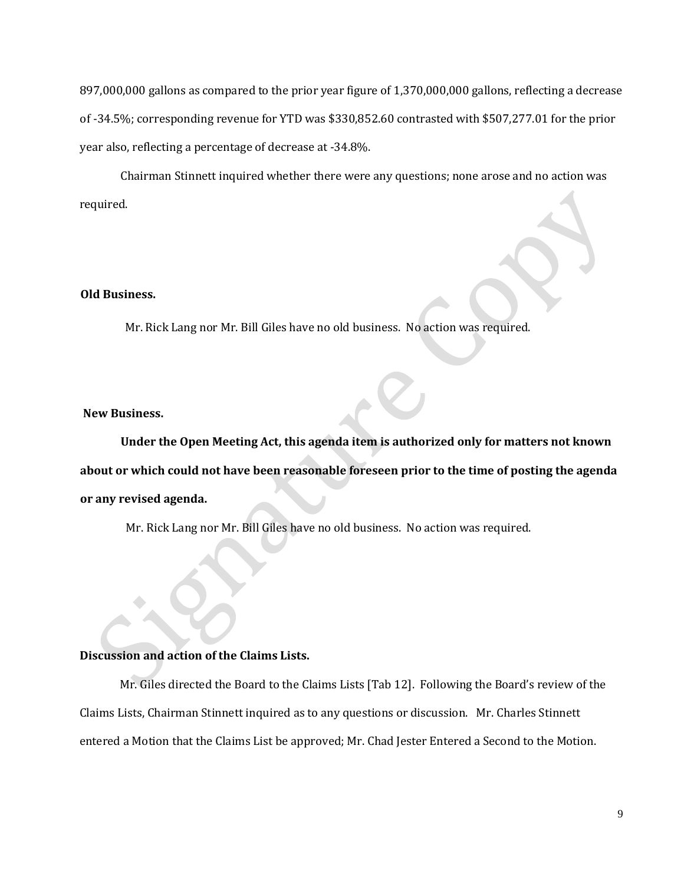897,000,000 gallons as compared to the prior year figure of 1,370,000,000 gallons, reflecting a decrease of -34.5%; corresponding revenue for YTD was $330,852.60 contrasted with $507,277.01 for the prior year also, reflecting a percentage of decrease at -34.8%.

Chairman Stinnett inquired whether there were any questions; none arose and no action was required.

**Old Business.**

Mr. Rick Lang nor Mr. Bill Giles have no old business. No action was required.

**New Business.**

**Under the Open Meeting Act, this agenda item is authorized only for matters not known about or which could not have been reasonable foreseen prior to the time of posting the agenda or any revised agenda.**

Mr. Rick Lang nor Mr. Bill Giles have no old business. No action was required.

**Discussion and action of the Claims Lists.**

Mr. Giles directed the Board to the Claims Lists [Tab 12]. Following the Board's review of the Claims Lists, Chairman Stinnett inquired as to any questions or discussion. Mr. Charles Stinnett entered a Motion that the Claims List be approved; Mr. Chad Jester Entered a Second to the Motion.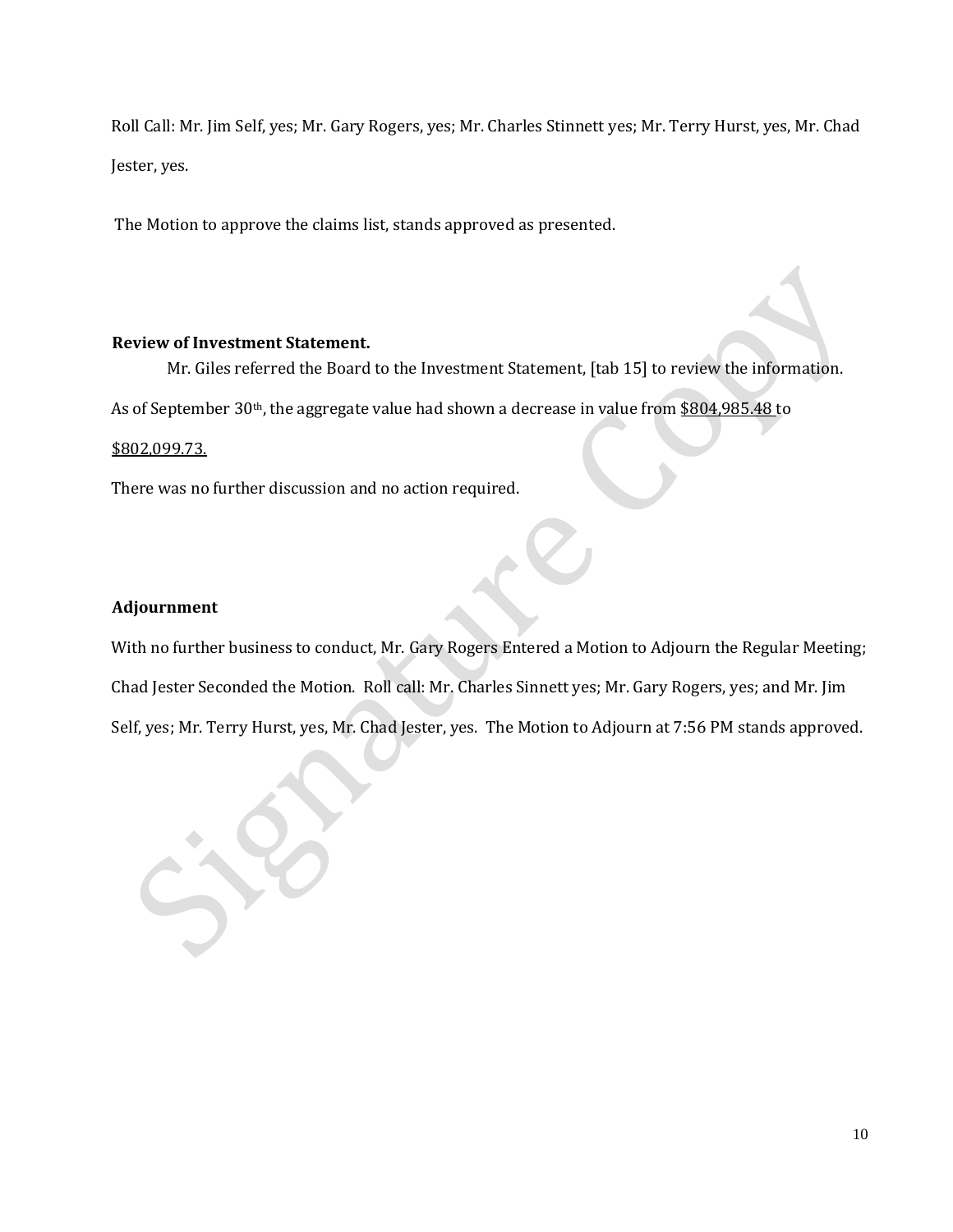Roll Call: Mr. Jim Self, yes; Mr. Gary Rogers, yes; Mr. Charles Stinnett yes; Mr. Terry Hurst, yes, Mr. Chad Jester, yes.

The Motion to approve the claims list, stands approved as presented.

**Review of Investment Statement.**

Mr. Giles referred the Board to the Investment Statement, [tab 15] to review the information. As of September 30th, the aggregate value had shown a decrease in value from <u>$804,985.48</u> to <u>$802,099.73.</u>

There was no further discussion and no action required.

**Adjournment**

With no further business to conduct, Mr. Gary Rogers Entered a Motion to Adjourn the Regular Meeting; Chad Jester Seconded the Motion. Roll call: Mr. Charles Sinnett yes; Mr. Gary Rogers, yes; and Mr. Jim Self, yes; Mr. Terry Hurst, yes, Mr. Chad Jester, yes. The Motion to Adjourn at 7:56 PM stands approved.